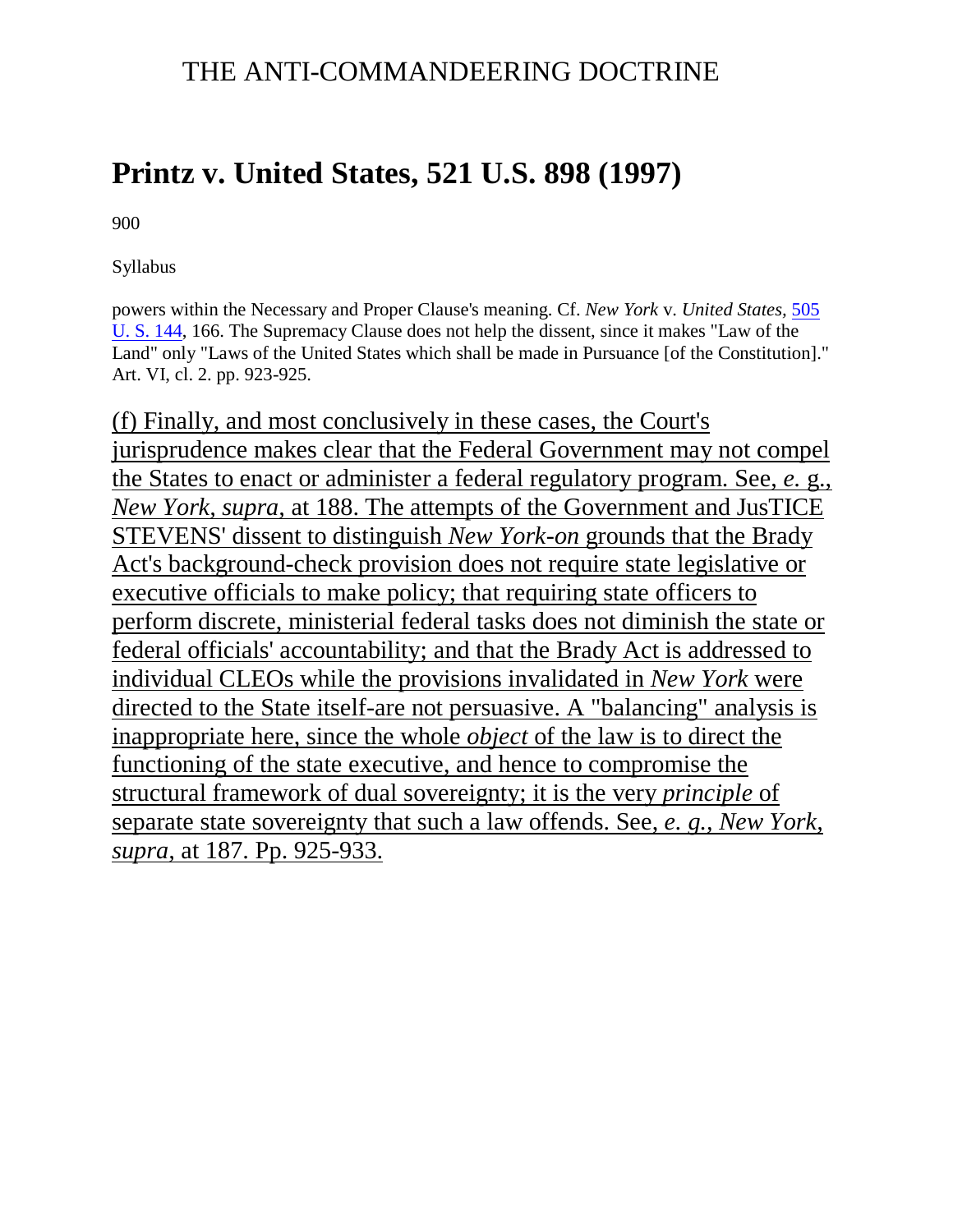# THE ANTI-COMMANDEERING DOCTRINE

## Printz v. United States, 521 U.S. 898 (1997)

900

Syllabus

powers within the Necessary and Proper Clause's meaning. Cf. *New York* v. *United States,* 505 U. S. 144, 166. The Supremacy Clause does not help the dissent, since it makes "Law of the Land" only "Laws of the United States which shall be made in Pursuance [of the Constitution]." Art. VI, cl. 2. pp. 923-925.

(f) Finally, and most conclusively in these cases, the Court's jurisprudence makes clear that the Federal Government may not compel the States to enact or administer a federal regulatory program. See, *e.* g., *New York, supra*, at 188. The attempts of the Government and JusTICE STEVENS' dissent to distinguish *New York-on* grounds that the Brady Act's background-check provision does not require state legislative or executive officials to make policy; that requiring state officers to perform discrete, ministerial federal tasks does not diminish the state or federal officials' accountability; and that the Brady Act is addressed to individual CLEOs while the provisions invalidated in *New York* were directed to the State itself-are not persuasive. A "balancing" analysis is inappropriate here, since the whole *object* of the law is to direct the functioning of the state executive, and hence to compromise the structural framework of dual sovereignty; it is the very *principle* of separate state sovereignty that such a law offends. See, *e. g., New York, supra*, at 187. Pp. 925-933.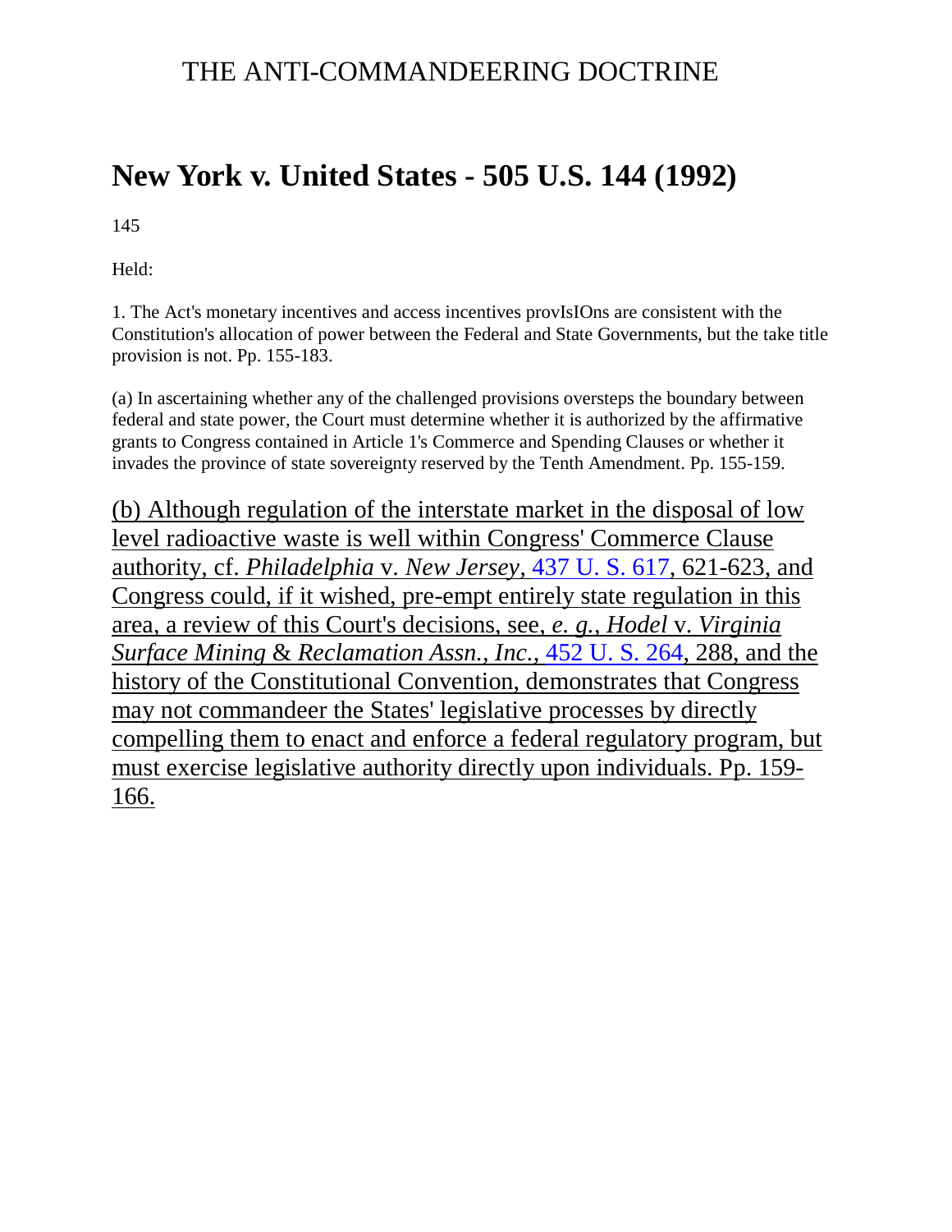# THE ANTI-COMMANDEERING DOCTRINE

## New York v. United States - 505 U.S. 144 (1992)

145

Held:

1. The Act's monetary incentives and access incentives provIsIOns are consistent with the Constitution's allocation of power between the Federal and State Governments, but the take title provision is not. Pp. 155-183.

(a) In ascertaining whether any of the challenged provisions oversteps the boundary between federal and state power, the Court must determine whether it is authorized by the affirmative grants to Congress contained in Article 1's Commerce and Spending Clauses or whether it invades the province of state sovereignty reserved by the Tenth Amendment. Pp. 155-159.

<u>(b) Although regulation of the interstate market in the disposal of low level radioactive waste is well within Congress' Commerce Clause authority, cf. *Philadelphia* v. *New Jersey*, 437 U. S. 617, 621-623, and Congress could, if it wished, pre-empt entirely state regulation in this area, a review of this Court's decisions, see, *e. g.*, *Hodel* v. *Virginia Surface Mining & Reclamation Assn., Inc.*, 452 U. S. 264, 288, and the history of the Constitutional Convention, demonstrates that Congress may not commandeer the States' legislative processes by directly compelling them to enact and enforce a federal regulatory program, but must exercise legislative authority directly upon individuals. Pp. 159-166.</u>